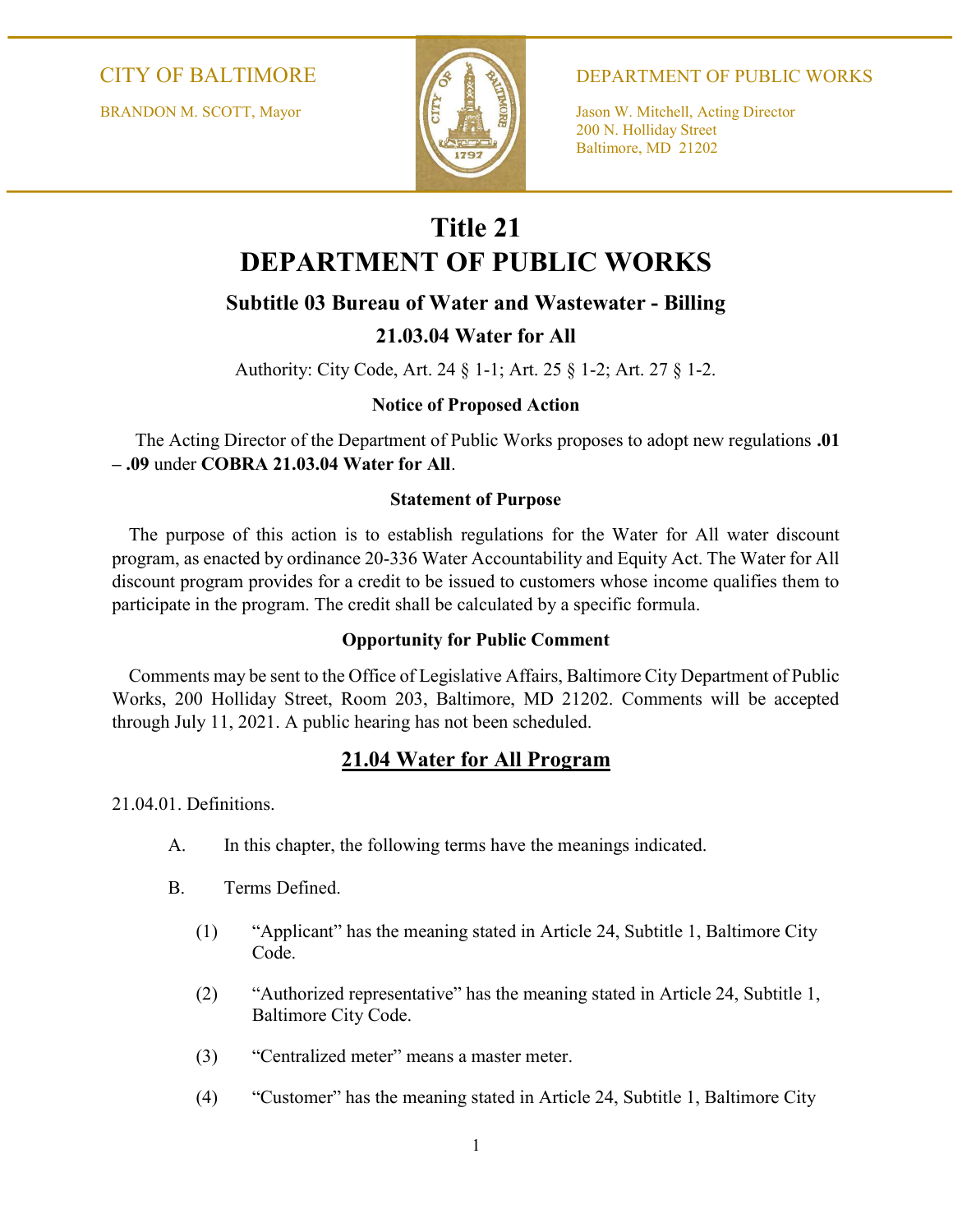CITY OF BALTIMORE

BRANDON M. SCOTT, Mayor

DEPARTMENT OF PUBLIC WORKS

Jason W. Mitchell, Acting Director
200 N. Holliday Street
Baltimore, MD 21202

# Title 21
# DEPARTMENT OF PUBLIC WORKS

### Subtitle 03 Bureau of Water and Wastewater - Billing

### 21.03.04 Water for All

Authority: City Code, Art. 24 § 1-1; Art. 25 § 1-2; Art. 27 § 1-2.

**Notice of Proposed Action**

The Acting Director of the Department of Public Works proposes to adopt new regulations **.01 – .09** under **COBRA 21.03.04 Water for All**.

**Statement of Purpose**

The purpose of this action is to establish regulations for the Water for All water discount program, as enacted by ordinance 20-336 Water Accountability and Equity Act. The Water for All discount program provides for a credit to be issued to customers whose income qualifies them to participate in the program. The credit shall be calculated by a specific formula.

**Opportunity for Public Comment**

Comments may be sent to the Office of Legislative Affairs, Baltimore City Department of Public Works, 200 Holliday Street, Room 203, Baltimore, MD 21202. Comments will be accepted through July 11, 2021. A public hearing has not been scheduled.

## 21.04 Water for All Program

21.04.01. Definitions.

A. In this chapter, the following terms have the meanings indicated.

B. Terms Defined.

(1) "Applicant" has the meaning stated in Article 24, Subtitle 1, Baltimore City Code.

(2) "Authorized representative" has the meaning stated in Article 24, Subtitle 1, Baltimore City Code.

(3) "Centralized meter" means a master meter.

(4) "Customer" has the meaning stated in Article 24, Subtitle 1, Baltimore City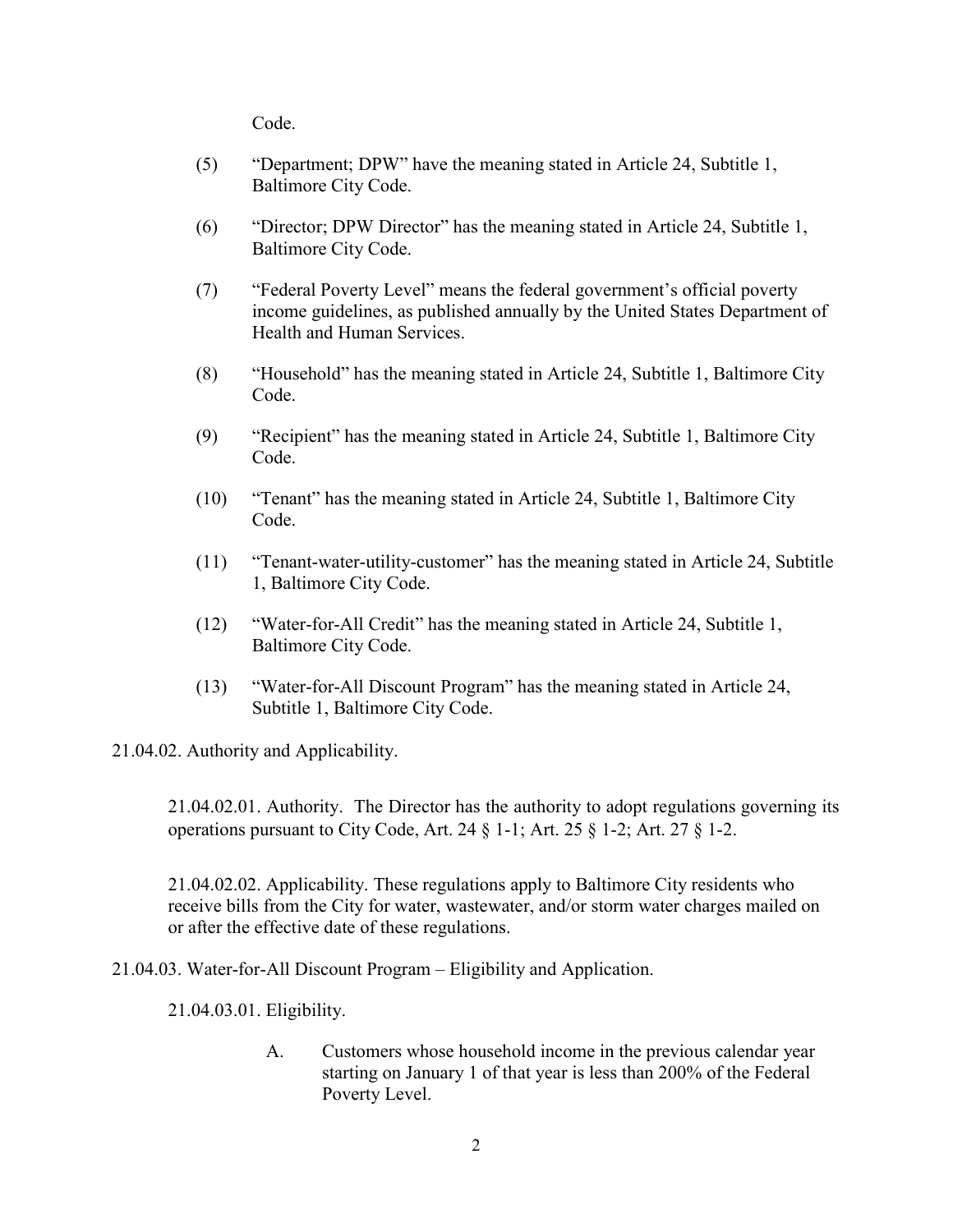Code.

(5) "Department; DPW" have the meaning stated in Article 24, Subtitle 1, Baltimore City Code.

(6) "Director; DPW Director" has the meaning stated in Article 24, Subtitle 1, Baltimore City Code.

(7) "Federal Poverty Level" means the federal government's official poverty income guidelines, as published annually by the United States Department of Health and Human Services.

(8) "Household" has the meaning stated in Article 24, Subtitle 1, Baltimore City Code.

(9) "Recipient" has the meaning stated in Article 24, Subtitle 1, Baltimore City Code.

(10) "Tenant" has the meaning stated in Article 24, Subtitle 1, Baltimore City Code.

(11) "Tenant-water-utility-customer" has the meaning stated in Article 24, Subtitle 1, Baltimore City Code.

(12) "Water-for-All Credit" has the meaning stated in Article 24, Subtitle 1, Baltimore City Code.

(13) "Water-for-All Discount Program" has the meaning stated in Article 24, Subtitle 1, Baltimore City Code.

21.04.02. Authority and Applicability.

21.04.02.01. Authority. The Director has the authority to adopt regulations governing its operations pursuant to City Code, Art. 24 § 1-1; Art. 25 § 1-2; Art. 27 § 1-2.

21.04.02.02. Applicability. These regulations apply to Baltimore City residents who receive bills from the City for water, wastewater, and/or storm water charges mailed on or after the effective date of these regulations.

21.04.03. Water-for-All Discount Program – Eligibility and Application.

21.04.03.01. Eligibility.

A. Customers whose household income in the previous calendar year starting on January 1 of that year is less than 200% of the Federal Poverty Level.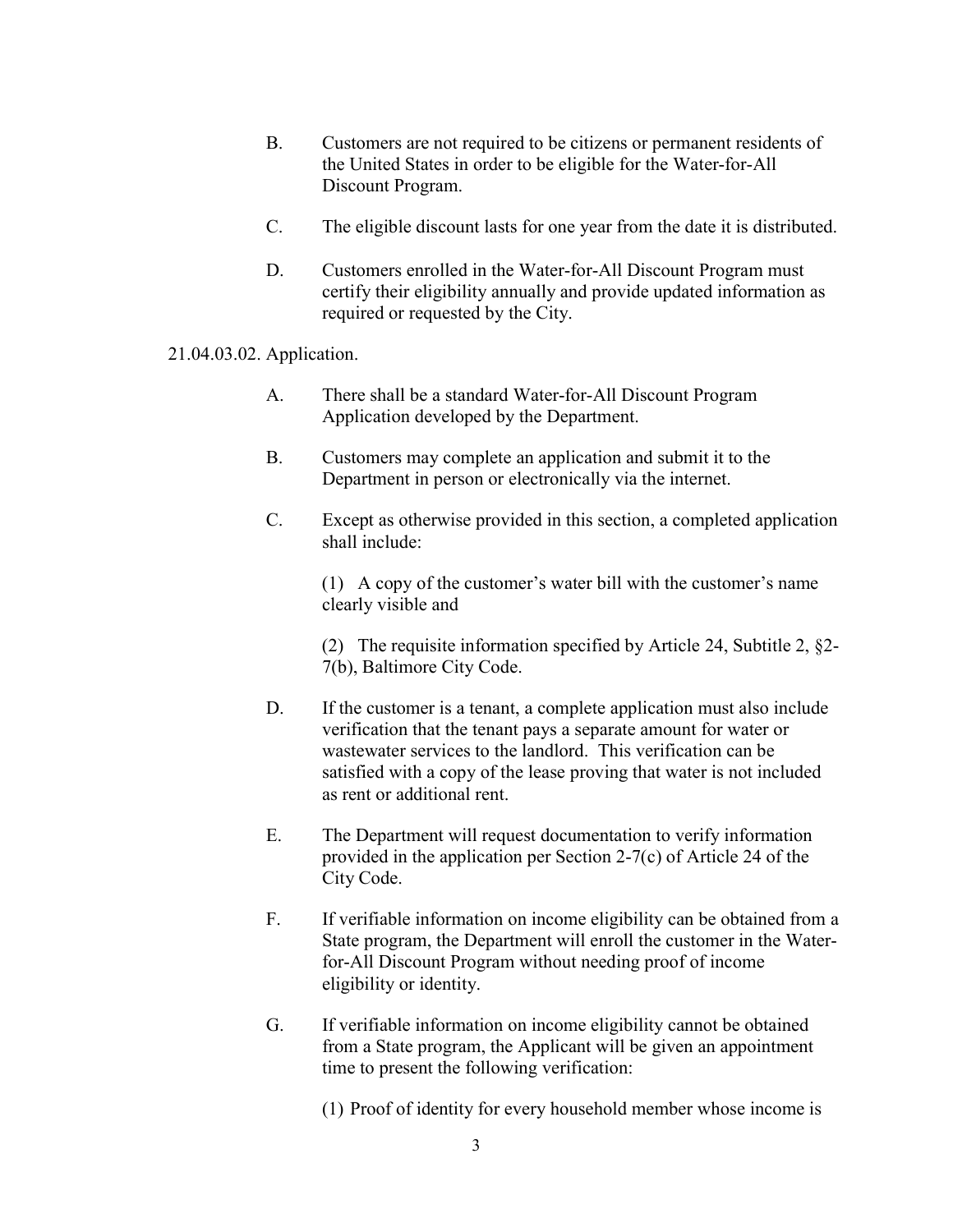B. Customers are not required to be citizens or permanent residents of the United States in order to be eligible for the Water-for-All Discount Program.

C. The eligible discount lasts for one year from the date it is distributed.

D. Customers enrolled in the Water-for-All Discount Program must certify their eligibility annually and provide updated information as required or requested by the City.

21.04.03.02. Application.

A. There shall be a standard Water-for-All Discount Program Application developed by the Department.

B. Customers may complete an application and submit it to the Department in person or electronically via the internet.

C. Except as otherwise provided in this section, a completed application shall include:

(1) A copy of the customer's water bill with the customer's name clearly visible and

(2) The requisite information specified by Article 24, Subtitle 2, §2-7(b), Baltimore City Code.

D. If the customer is a tenant, a complete application must also include verification that the tenant pays a separate amount for water or wastewater services to the landlord. This verification can be satisfied with a copy of the lease proving that water is not included as rent or additional rent.

E. The Department will request documentation to verify information provided in the application per Section 2-7(c) of Article 24 of the City Code.

F. If verifiable information on income eligibility can be obtained from a State program, the Department will enroll the customer in the Water-for-All Discount Program without needing proof of income eligibility or identity.

G. If verifiable information on income eligibility cannot be obtained from a State program, the Applicant will be given an appointment time to present the following verification:

(1) Proof of identity for every household member whose income is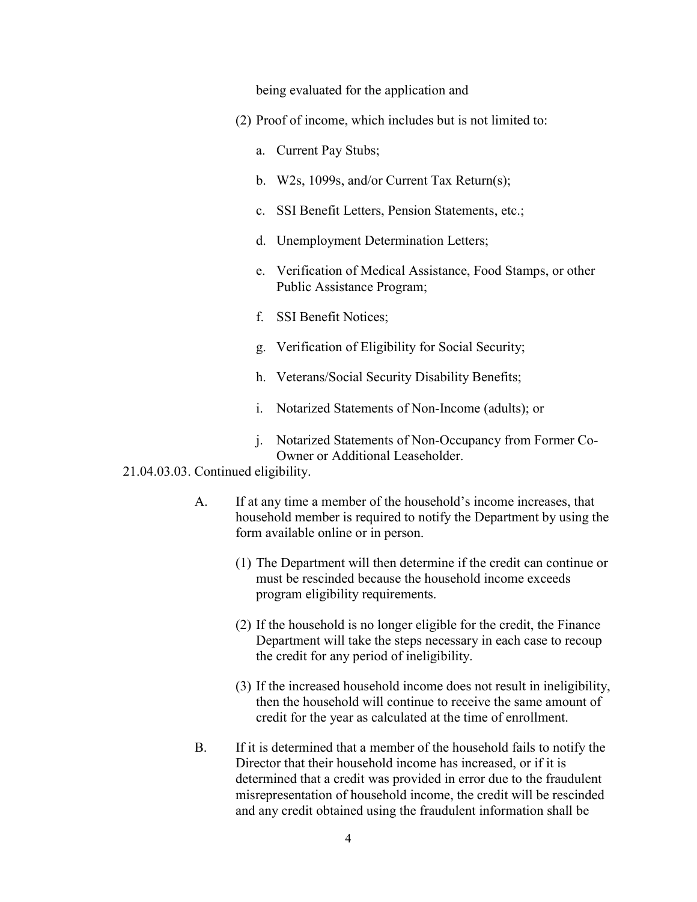being evaluated for the application and

(2) Proof of income, which includes but is not limited to:

a. Current Pay Stubs;

b. W2s, 1099s, and/or Current Tax Return(s);

c. SSI Benefit Letters, Pension Statements, etc.;

d. Unemployment Determination Letters;

e. Verification of Medical Assistance, Food Stamps, or other Public Assistance Program;

f. SSI Benefit Notices;

g. Verification of Eligibility for Social Security;

h. Veterans/Social Security Disability Benefits;

i. Notarized Statements of Non-Income (adults); or

j. Notarized Statements of Non-Occupancy from Former Co-Owner or Additional Leaseholder.

21.04.03.03. Continued eligibility.

A. If at any time a member of the household's income increases, that household member is required to notify the Department by using the form available online or in person.

(1) The Department will then determine if the credit can continue or must be rescinded because the household income exceeds program eligibility requirements.

(2) If the household is no longer eligible for the credit, the Finance Department will take the steps necessary in each case to recoup the credit for any period of ineligibility.

(3) If the increased household income does not result in ineligibility, then the household will continue to receive the same amount of credit for the year as calculated at the time of enrollment.

B. If it is determined that a member of the household fails to notify the Director that their household income has increased, or if it is determined that a credit was provided in error due to the fraudulent misrepresentation of household income, the credit will be rescinded and any credit obtained using the fraudulent information shall be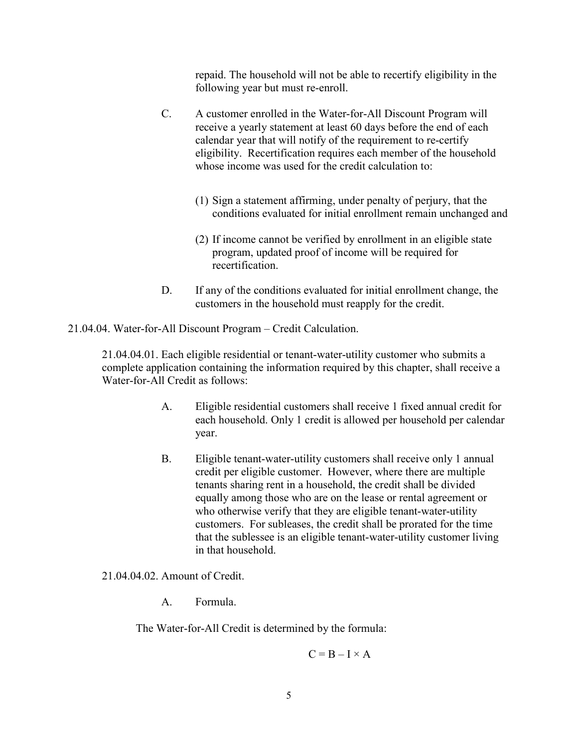repaid. The household will not be able to recertify eligibility in the following year but must re-enroll.

C. A customer enrolled in the Water-for-All Discount Program will receive a yearly statement at least 60 days before the end of each calendar year that will notify of the requirement to re-certify eligibility. Recertification requires each member of the household whose income was used for the credit calculation to:

(1) Sign a statement affirming, under penalty of perjury, that the conditions evaluated for initial enrollment remain unchanged and

(2) If income cannot be verified by enrollment in an eligible state program, updated proof of income will be required for recertification.

D. If any of the conditions evaluated for initial enrollment change, the customers in the household must reapply for the credit.

21.04.04. Water-for-All Discount Program – Credit Calculation.

21.04.04.01. Each eligible residential or tenant-water-utility customer who submits a complete application containing the information required by this chapter, shall receive a Water-for-All Credit as follows:

A. Eligible residential customers shall receive 1 fixed annual credit for each household. Only 1 credit is allowed per household per calendar year.

B. Eligible tenant-water-utility customers shall receive only 1 annual credit per eligible customer. However, where there are multiple tenants sharing rent in a household, the credit shall be divided equally among those who are on the lease or rental agreement or who otherwise verify that they are eligible tenant-water-utility customers. For subleases, the credit shall be prorated for the time that the sublessee is an eligible tenant-water-utility customer living in that household.

21.04.04.02. Amount of Credit.

A. Formula.

The Water-for-All Credit is determined by the formula:

$$C = B - I \times A$$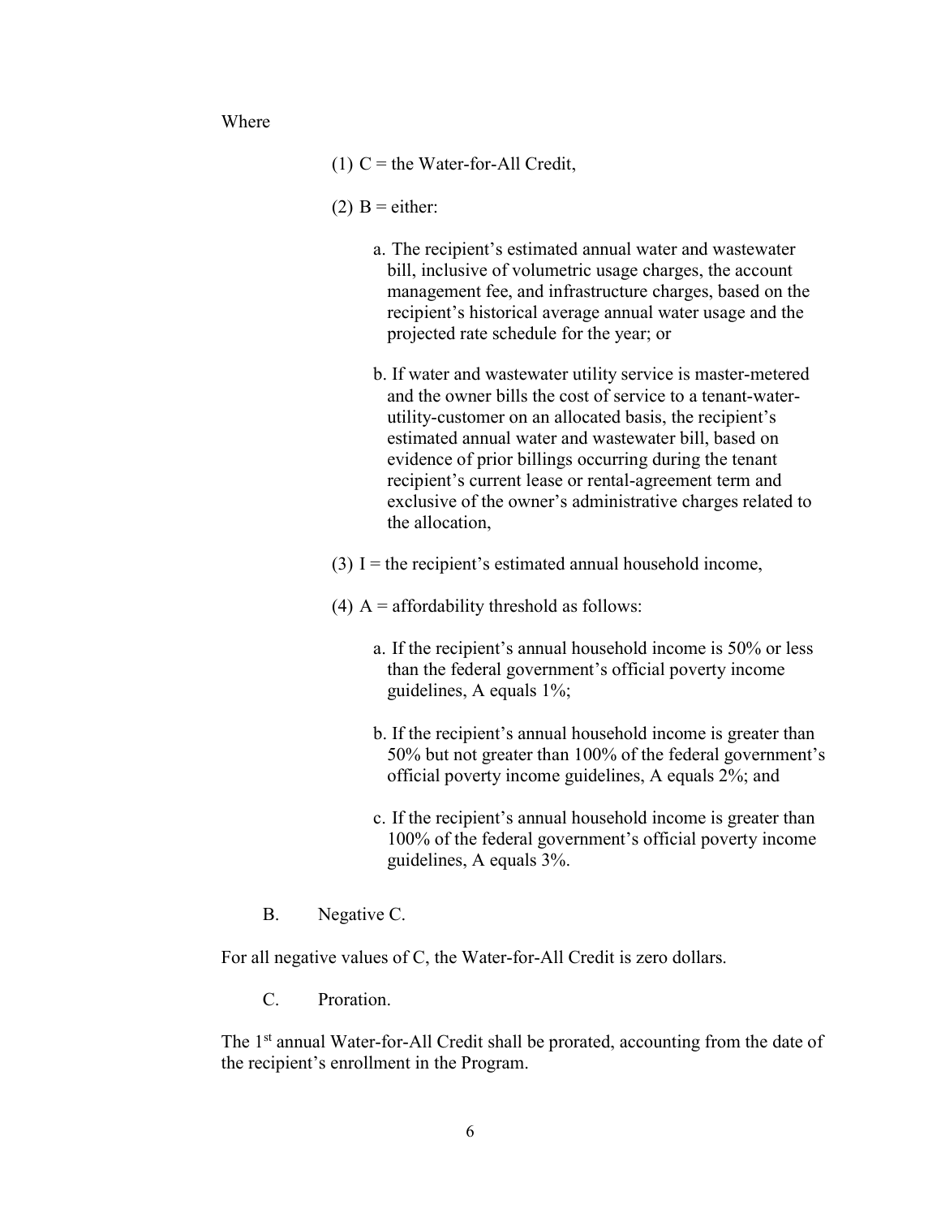Where

(1) $C$ = the Water-for-All Credit,

(2) $B$ = either:

a. The recipient's estimated annual water and wastewater bill, inclusive of volumetric usage charges, the account management fee, and infrastructure charges, based on the recipient's historical average annual water usage and the projected rate schedule for the year; or

b. If water and wastewater utility service is master-metered and the owner bills the cost of service to a tenant-water-utility-customer on an allocated basis, the recipient's estimated annual water and wastewater bill, based on evidence of prior billings occurring during the tenant recipient's current lease or rental-agreement term and exclusive of the owner's administrative charges related to the allocation,

(3) $I$ = the recipient's estimated annual household income,

(4) $A$ = affordability threshold as follows:

a. If the recipient's annual household income is 50% or less than the federal government's official poverty income guidelines, A equals 1%;

b. If the recipient's annual household income is greater than 50% but not greater than 100% of the federal government's official poverty income guidelines, A equals 2%; and

c. If the recipient's annual household income is greater than 100% of the federal government's official poverty income guidelines, A equals 3%.

B. Negative C.

For all negative values of C, the Water-for-All Credit is zero dollars.

C. Proration.

The 1st annual Water-for-All Credit shall be prorated, accounting from the date of the recipient's enrollment in the Program.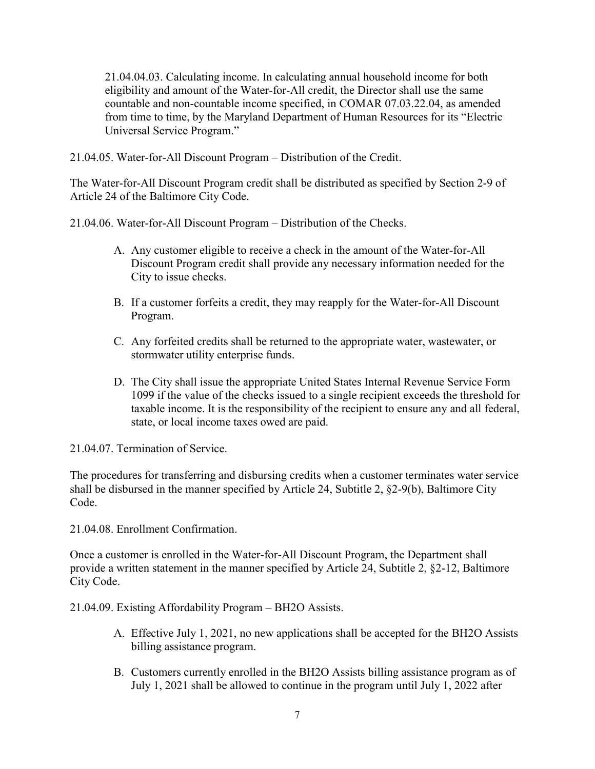21.04.04.03. Calculating income. In calculating annual household income for both eligibility and amount of the Water-for-All credit, the Director shall use the same countable and non-countable income specified, in COMAR 07.03.22.04, as amended from time to time, by the Maryland Department of Human Resources for its "Electric Universal Service Program."

21.04.05. Water-for-All Discount Program – Distribution of the Credit.

The Water-for-All Discount Program credit shall be distributed as specified by Section 2-9 of Article 24 of the Baltimore City Code.

21.04.06. Water-for-All Discount Program – Distribution of the Checks.

A. Any customer eligible to receive a check in the amount of the Water-for-All Discount Program credit shall provide any necessary information needed for the City to issue checks.

B. If a customer forfeits a credit, they may reapply for the Water-for-All Discount Program.

C. Any forfeited credits shall be returned to the appropriate water, wastewater, or stormwater utility enterprise funds.

D. The City shall issue the appropriate United States Internal Revenue Service Form 1099 if the value of the checks issued to a single recipient exceeds the threshold for taxable income. It is the responsibility of the recipient to ensure any and all federal, state, or local income taxes owed are paid.

21.04.07. Termination of Service.

The procedures for transferring and disbursing credits when a customer terminates water service shall be disbursed in the manner specified by Article 24, Subtitle 2, §2-9(b), Baltimore City Code.

21.04.08. Enrollment Confirmation.

Once a customer is enrolled in the Water-for-All Discount Program, the Department shall provide a written statement in the manner specified by Article 24, Subtitle 2, §2-12, Baltimore City Code.

21.04.09. Existing Affordability Program – BH2O Assists.

A. Effective July 1, 2021, no new applications shall be accepted for the BH2O Assists billing assistance program.

B. Customers currently enrolled in the BH2O Assists billing assistance program as of July 1, 2021 shall be allowed to continue in the program until July 1, 2022 after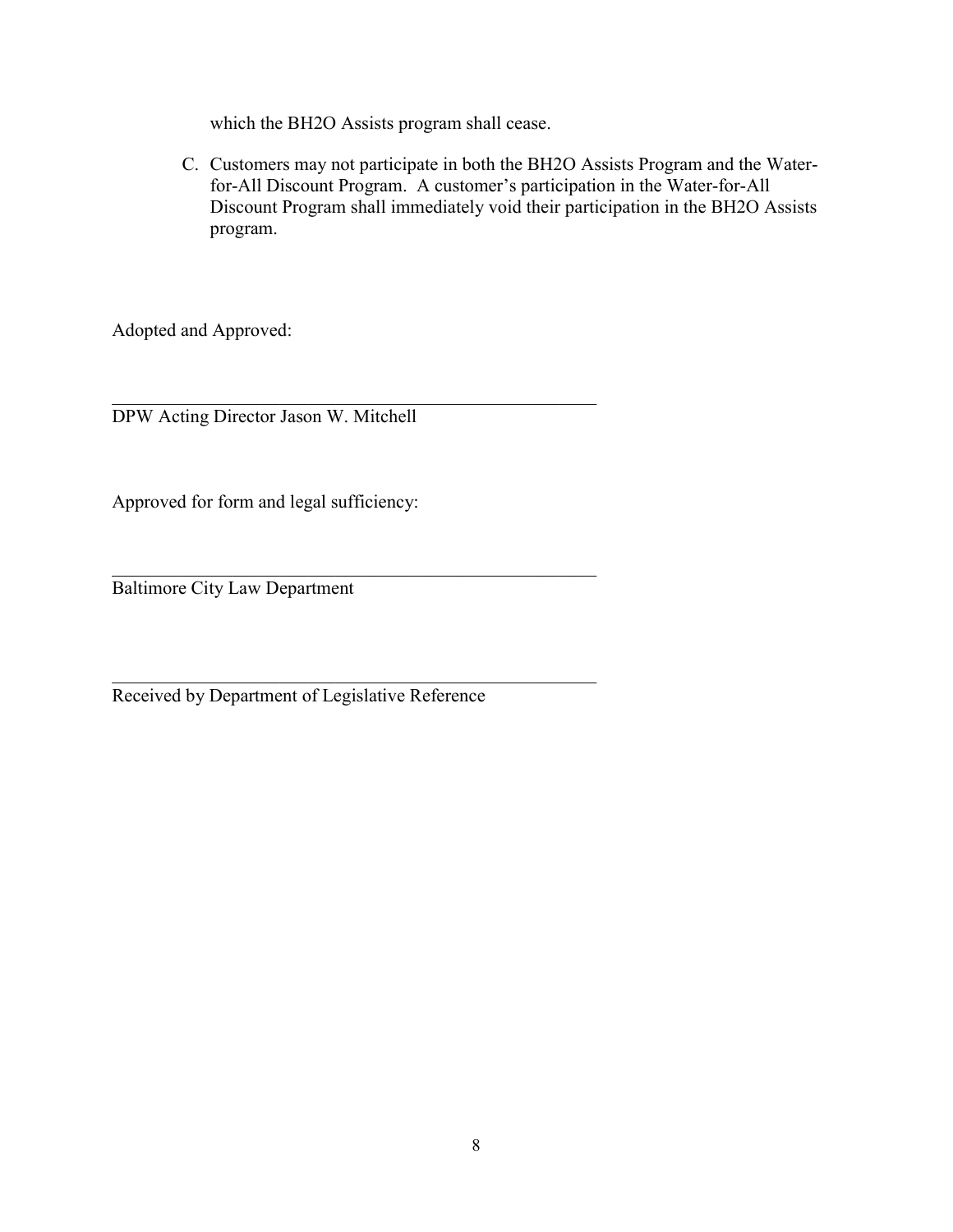which the BH2O Assists program shall cease.

C. Customers may not participate in both the BH2O Assists Program and the Water-for-All Discount Program. A customer's participation in the Water-for-All Discount Program shall immediately void their participation in the BH2O Assists program.

Adopted and Approved:

\_\_\_\_\_\_\_\_\_\_\_\_\_\_\_\_\_\_\_\_\_\_\_\_\_\_\_\_\_\_\_\_\_\_\_\_\_\_\_\_\_\_\_\_\_\_\_\_

DPW Acting Director Jason W. Mitchell

Approved for form and legal sufficiency:

\_\_\_\_\_\_\_\_\_\_\_\_\_\_\_\_\_\_\_\_\_\_\_\_\_\_\_\_\_\_\_\_\_\_\_\_\_\_\_\_\_\_\_\_\_\_\_\_

Baltimore City Law Department

\_\_\_\_\_\_\_\_\_\_\_\_\_\_\_\_\_\_\_\_\_\_\_\_\_\_\_\_\_\_\_\_\_\_\_\_\_\_\_\_\_\_\_\_\_\_\_\_

Received by Department of Legislative Reference